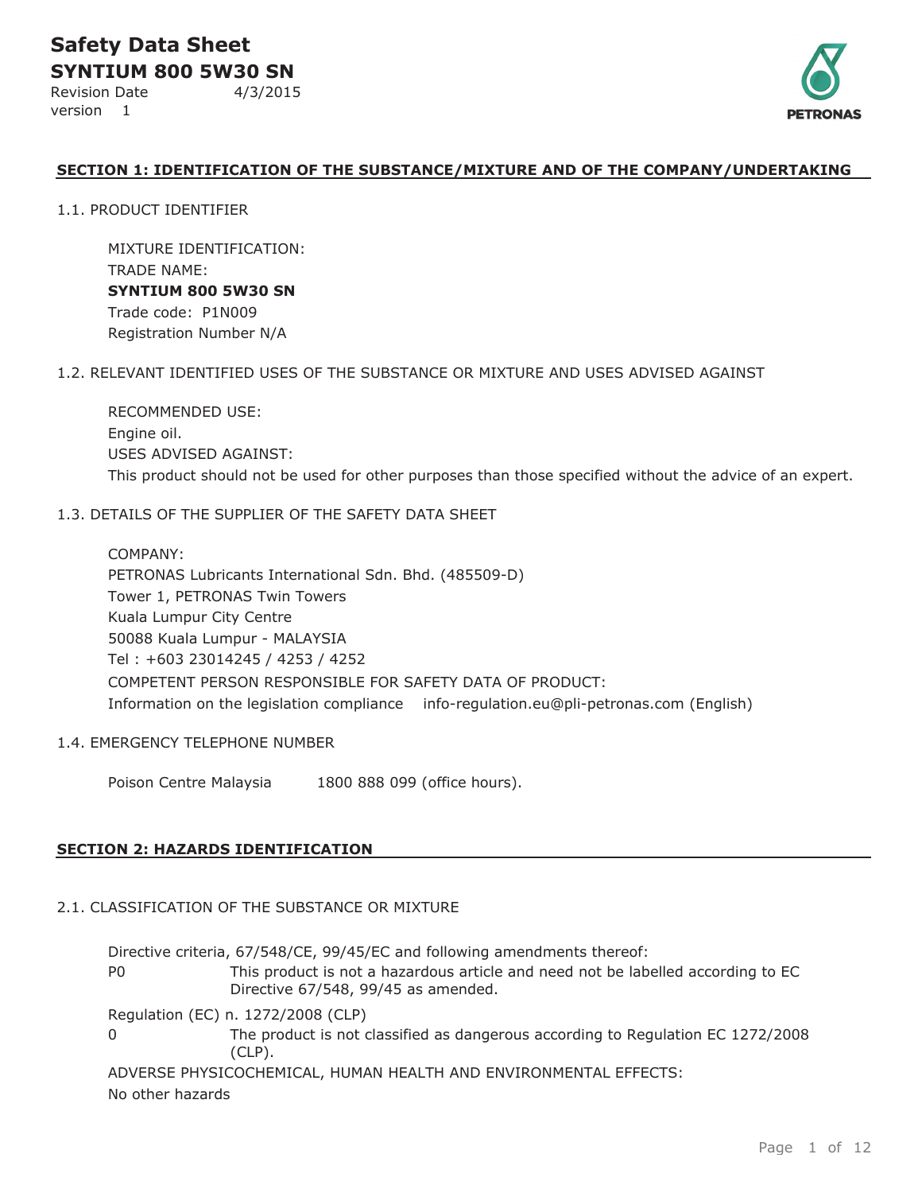# Safety Data Sheet

## SYNTIUM 800 5W30 SN

Revision Date 4/3/2015

version 1

### SECTION 1: IDENTIFICATION OF THE SUBSTANCE/MIXTURE AND OF THE COMPANY/UNDERTAKING

1.1. PRODUCT IDENTIFIER

MIXTURE IDENTIFICATION:

TRADE NAME:

**SYNTIUM 800 5W30 SN**

Trade code: P1N009

Registration Number N/A

1.2. RELEVANT IDENTIFIED USES OF THE SUBSTANCE OR MIXTURE AND USES ADVISED AGAINST

RECOMMENDED USE:

Engine oil.

USES ADVISED AGAINST:

This product should not be used for other purposes than those specified without the advice of an expert.

1.3. DETAILS OF THE SUPPLIER OF THE SAFETY DATA SHEET

COMPANY:

PETRONAS Lubricants International Sdn. Bhd. (485509-D)

Tower 1, PETRONAS Twin Towers

Kuala Lumpur City Centre

50088 Kuala Lumpur - MALAYSIA

Tel : +603 23014245 / 4253 / 4252

COMPETENT PERSON RESPONSIBLE FOR SAFETY DATA OF PRODUCT:

Information on the legislation compliance info-regulation.eu@pli-petronas.com (English)

1.4. EMERGENCY TELEPHONE NUMBER

Poison Centre Malaysia 1800 888 099 (office hours).

### SECTION 2: HAZARDS IDENTIFICATION

2.1. CLASSIFICATION OF THE SUBSTANCE OR MIXTURE

Directive criteria, 67/548/CE, 99/45/EC and following amendments thereof:

P0 This product is not a hazardous article and need not be labelled according to EC Directive 67/548, 99/45 as amended.

Regulation (EC) n. 1272/2008 (CLP)

0 The product is not classified as dangerous according to Regulation EC 1272/2008 (CLP).

ADVERSE PHYSICOCHEMICAL, HUMAN HEALTH AND ENVIRONMENTAL EFFECTS:

No other hazards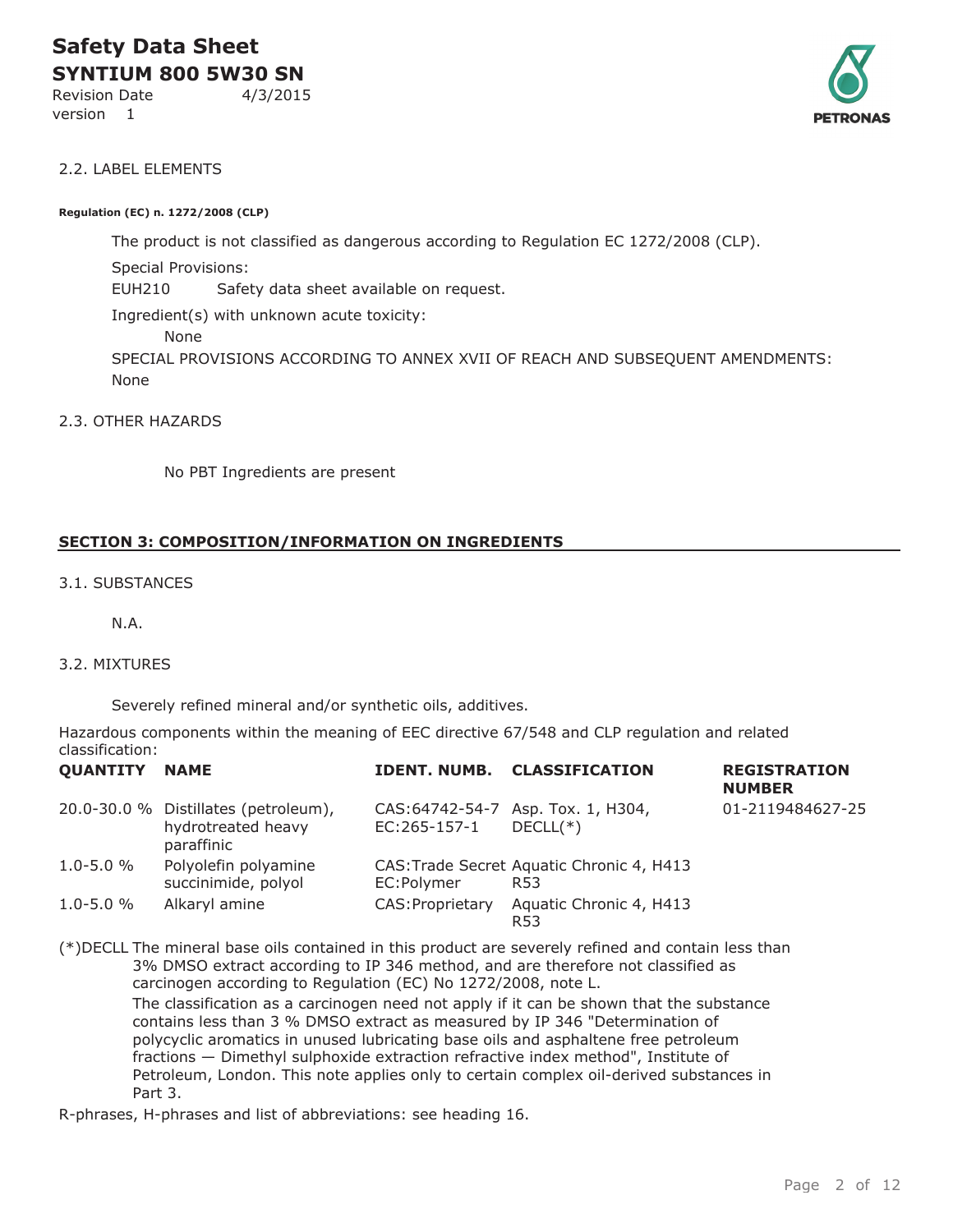2.2. LABEL ELEMENTS

**Regulation (EC) n. 1272/2008 (CLP)**

The product is not classified as dangerous according to Regulation EC 1272/2008 (CLP).

Special Provisions:

EUH210 Safety data sheet available on request.

Ingredient(s) with unknown acute toxicity:

None

SPECIAL PROVISIONS ACCORDING TO ANNEX XVII OF REACH AND SUBSEQUENT AMENDMENTS:
None

2.3. OTHER HAZARDS

No PBT Ingredients are present

## SECTION 3: COMPOSITION/INFORMATION ON INGREDIENTS

3.1. SUBSTANCES

N.A.

3.2. MIXTURES

Severely refined mineral and/or synthetic oils, additives.

Hazardous components within the meaning of EEC directive 67/548 and CLP regulation and related classification:

| QUANTITY | NAME | IDENT. NUMB. | CLASSIFICATION | REGISTRATION NUMBER |
|---|---|---|---|---|
| 20.0-30.0 % | Distillates (petroleum), hydrotreated heavy paraffinic | CAS:64742-54-7 EC:265-157-1 | Asp. Tox. 1, H304, DECLL(*) | 01-2119484627-25 |
| 1.0-5.0 % | Polyolefin polyamine succinimide, polyol | CAS:Trade Secret EC:Polymer | Aquatic Chronic 4, H413 R53 | |
| 1.0-5.0 % | Alkaryl amine | CAS:Proprietary | Aquatic Chronic 4, H413 R53 | |

(*)DECLL The mineral base oils contained in this product are severely refined and contain less than 3% DMSO extract according to IP 346 method, and are therefore not classified as carcinogen according to Regulation (EC) No 1272/2008, note L.

The classification as a carcinogen need not apply if it can be shown that the substance contains less than 3 % DMSO extract as measured by IP 346 "Determination of polycyclic aromatics in unused lubricating base oils and asphaltene free petroleum fractions — Dimethyl sulphoxide extraction refractive index method", Institute of Petroleum, London. This note applies only to certain complex oil-derived substances in Part 3.

R-phrases, H-phrases and list of abbreviations: see heading 16.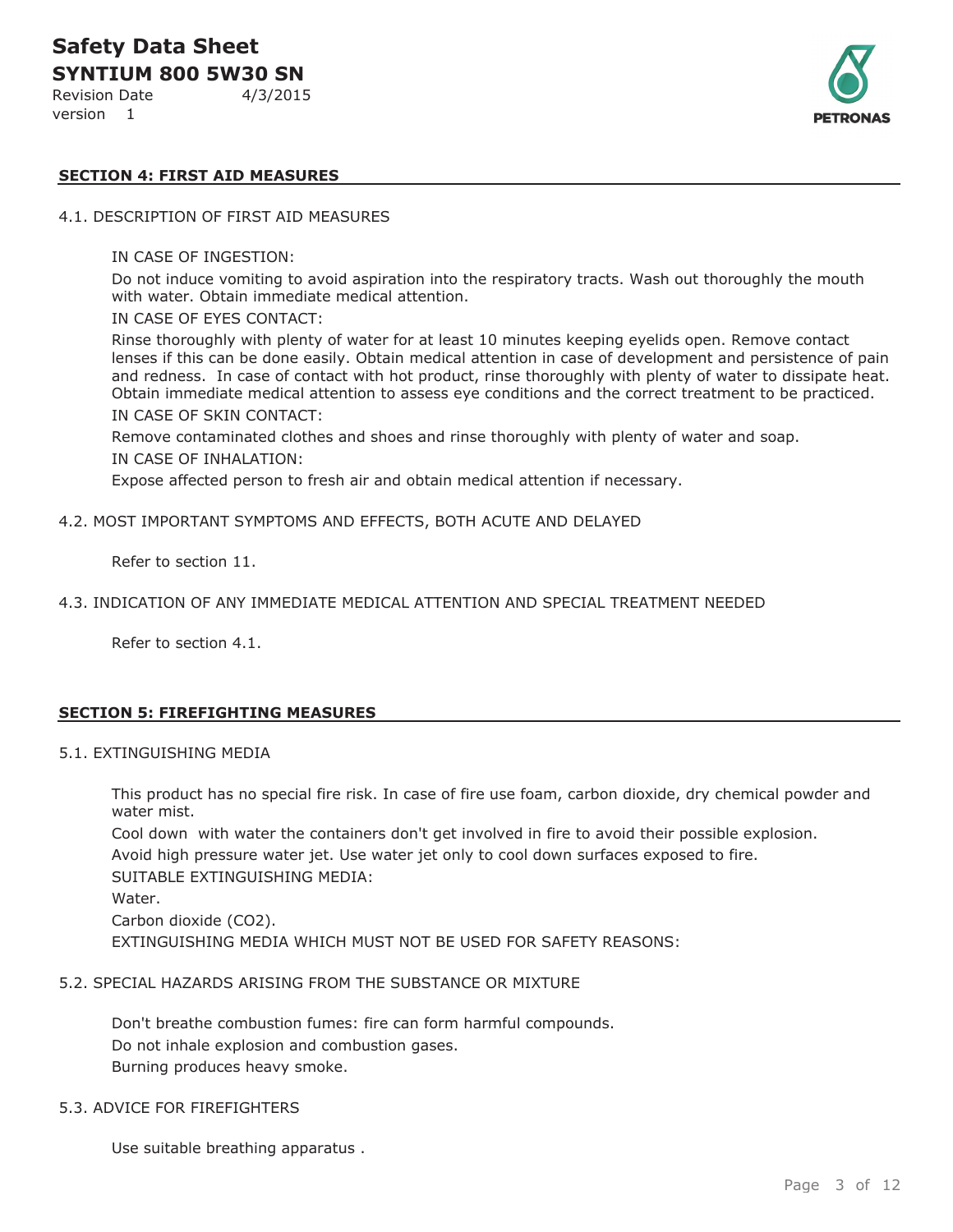## SECTION 4: FIRST AID MEASURES

### 4.1. DESCRIPTION OF FIRST AID MEASURES

IN CASE OF INGESTION:

Do not induce vomiting to avoid aspiration into the respiratory tracts. Wash out thoroughly the mouth with water. Obtain immediate medical attention.

IN CASE OF EYES CONTACT:

Rinse thoroughly with plenty of water for at least 10 minutes keeping eyelids open. Remove contact lenses if this can be done easily. Obtain medical attention in case of development and persistence of pain and redness. In case of contact with hot product, rinse thoroughly with plenty of water to dissipate heat. Obtain immediate medical attention to assess eye conditions and the correct treatment to be practiced.

IN CASE OF SKIN CONTACT:

Remove contaminated clothes and shoes and rinse thoroughly with plenty of water and soap.

IN CASE OF INHALATION:

Expose affected person to fresh air and obtain medical attention if necessary.

### 4.2. MOST IMPORTANT SYMPTOMS AND EFFECTS, BOTH ACUTE AND DELAYED

Refer to section 11.

### 4.3. INDICATION OF ANY IMMEDIATE MEDICAL ATTENTION AND SPECIAL TREATMENT NEEDED

Refer to section 4.1.

## SECTION 5: FIREFIGHTING MEASURES

### 5.1. EXTINGUISHING MEDIA

This product has no special fire risk. In case of fire use foam, carbon dioxide, dry chemical powder and water mist.

Cool down with water the containers don't get involved in fire to avoid their possible explosion.

Avoid high pressure water jet. Use water jet only to cool down surfaces exposed to fire.

SUITABLE EXTINGUISHING MEDIA:

Water.

Carbon dioxide ($CO_2$).

EXTINGUISHING MEDIA WHICH MUST NOT BE USED FOR SAFETY REASONS:

### 5.2. SPECIAL HAZARDS ARISING FROM THE SUBSTANCE OR MIXTURE

Don't breathe combustion fumes: fire can form harmful compounds.

Do not inhale explosion and combustion gases.

Burning produces heavy smoke.

### 5.3. ADVICE FOR FIREFIGHTERS

Use suitable breathing apparatus .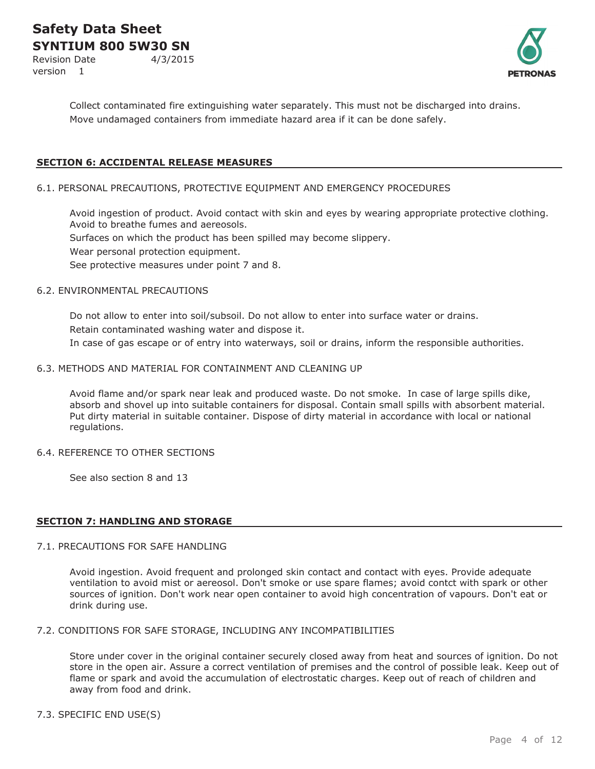Collect contaminated fire extinguishing water separately. This must not be discharged into drains.
Move undamaged containers from immediate hazard area if it can be done safely.

## SECTION 6: ACCIDENTAL RELEASE MEASURES

### 6.1. PERSONAL PRECAUTIONS, PROTECTIVE EQUIPMENT AND EMERGENCY PROCEDURES

Avoid ingestion of product. Avoid contact with skin and eyes by wearing appropriate protective clothing. Avoid to breathe fumes and aereosols.

Surfaces on which the product has been spilled may become slippery.

Wear personal protection equipment.

See protective measures under point 7 and 8.

### 6.2. ENVIRONMENTAL PRECAUTIONS

Do not allow to enter into soil/subsoil. Do not allow to enter into surface water or drains.

Retain contaminated washing water and dispose it.

In case of gas escape or of entry into waterways, soil or drains, inform the responsible authorities.

### 6.3. METHODS AND MATERIAL FOR CONTAINMENT AND CLEANING UP

Avoid flame and/or spark near leak and produced waste. Do not smoke. In case of large spills dike, absorb and shovel up into suitable containers for disposal. Contain small spills with absorbent material. Put dirty material in suitable container. Dispose of dirty material in accordance with local or national regulations.

### 6.4. REFERENCE TO OTHER SECTIONS

See also section 8 and 13

## SECTION 7: HANDLING AND STORAGE

### 7.1. PRECAUTIONS FOR SAFE HANDLING

Avoid ingestion. Avoid frequent and prolonged skin contact and contact with eyes. Provide adequate ventilation to avoid mist or aereosol. Don't smoke or use spare flames; avoid contct with spark or other sources of ignition. Don't work near open container to avoid high concentration of vapours. Don't eat or drink during use.

### 7.2. CONDITIONS FOR SAFE STORAGE, INCLUDING ANY INCOMPATIBILITIES

Store under cover in the original container securely closed away from heat and sources of ignition. Do not store in the open air. Assure a correct ventilation of premises and the control of possible leak. Keep out of flame or spark and avoid the accumulation of electrostatic charges. Keep out of reach of children and away from food and drink.

### 7.3. SPECIFIC END USE(S)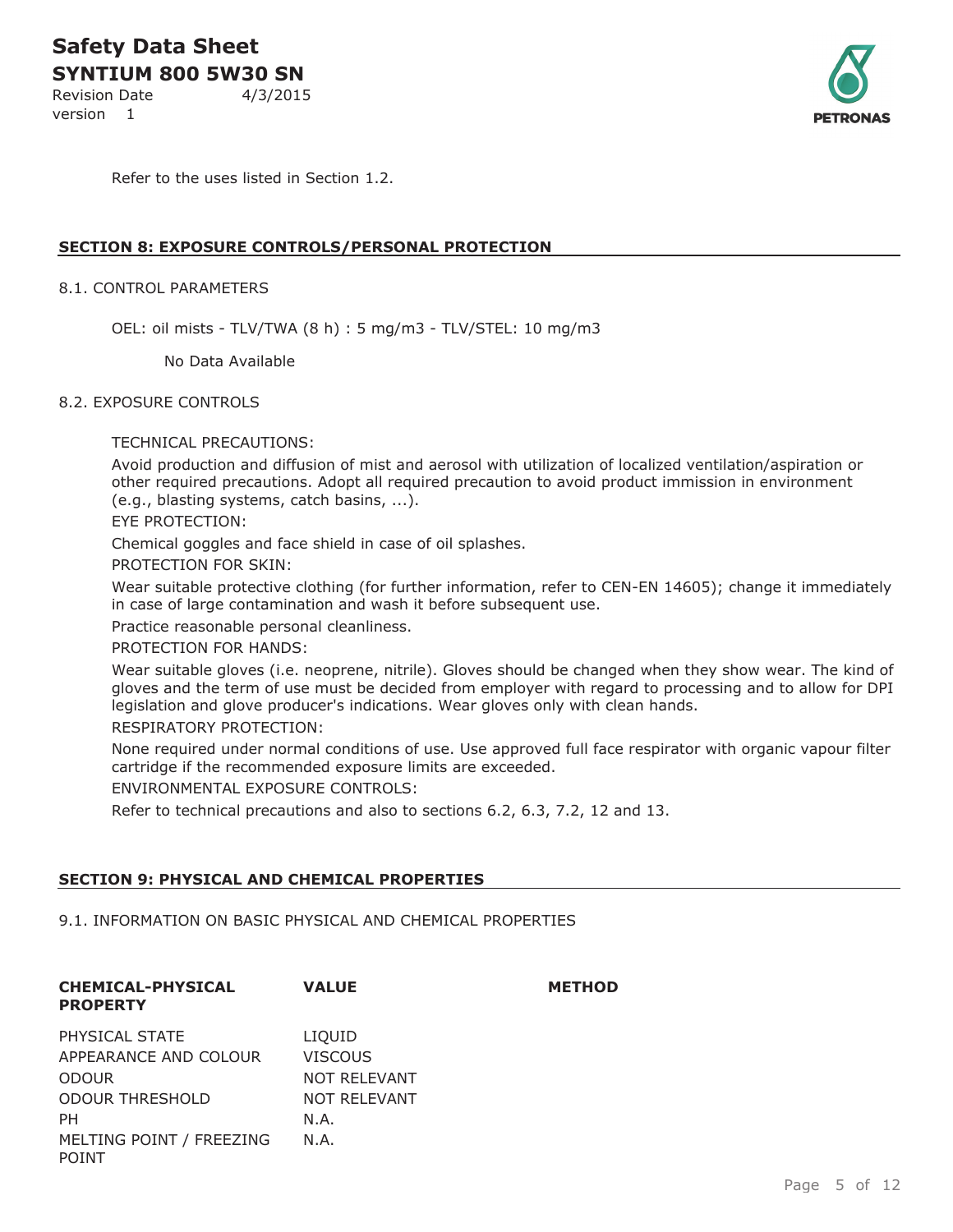Refer to the uses listed in Section 1.2.

## SECTION 8: EXPOSURE CONTROLS/PERSONAL PROTECTION

8.1. CONTROL PARAMETERS

OEL: oil mists - TLV/TWA (8 h) : 5 mg/m3 - TLV/STEL: 10 mg/m3

No Data Available

8.2. EXPOSURE CONTROLS

TECHNICAL PRECAUTIONS:

Avoid production and diffusion of mist and aerosol with utilization of localized ventilation/aspiration or other required precautions. Adopt all required precaution to avoid product immission in environment (e.g., blasting systems, catch basins, ...).

EYE PROTECTION:

Chemical goggles and face shield in case of oil splashes.

PROTECTION FOR SKIN:

Wear suitable protective clothing (for further information, refer to CEN-EN 14605); change it immediately in case of large contamination and wash it before subsequent use.

Practice reasonable personal cleanliness.

PROTECTION FOR HANDS:

Wear suitable gloves (i.e. neoprene, nitrile). Gloves should be changed when they show wear. The kind of gloves and the term of use must be decided from employer with regard to processing and to allow for DPI legislation and glove producer's indications. Wear gloves only with clean hands.

RESPIRATORY PROTECTION:

None required under normal conditions of use. Use approved full face respirator with organic vapour filter cartridge if the recommended exposure limits are exceeded.

ENVIRONMENTAL EXPOSURE CONTROLS:

Refer to technical precautions and also to sections 6.2, 6.3, 7.2, 12 and 13.

## SECTION 9: PHYSICAL AND CHEMICAL PROPERTIES

9.1. INFORMATION ON BASIC PHYSICAL AND CHEMICAL PROPERTIES

| CHEMICAL-PHYSICAL PROPERTY | VALUE | METHOD |
|---|---|---|
| PHYSICAL STATE | LIQUID | |
| APPEARANCE AND COLOUR | VISCOUS | |
| ODOUR | NOT RELEVANT | |
| ODOUR THRESHOLD | NOT RELEVANT | |
| PH | N.A. | |
| MELTING POINT / FREEZING POINT | N.A. | |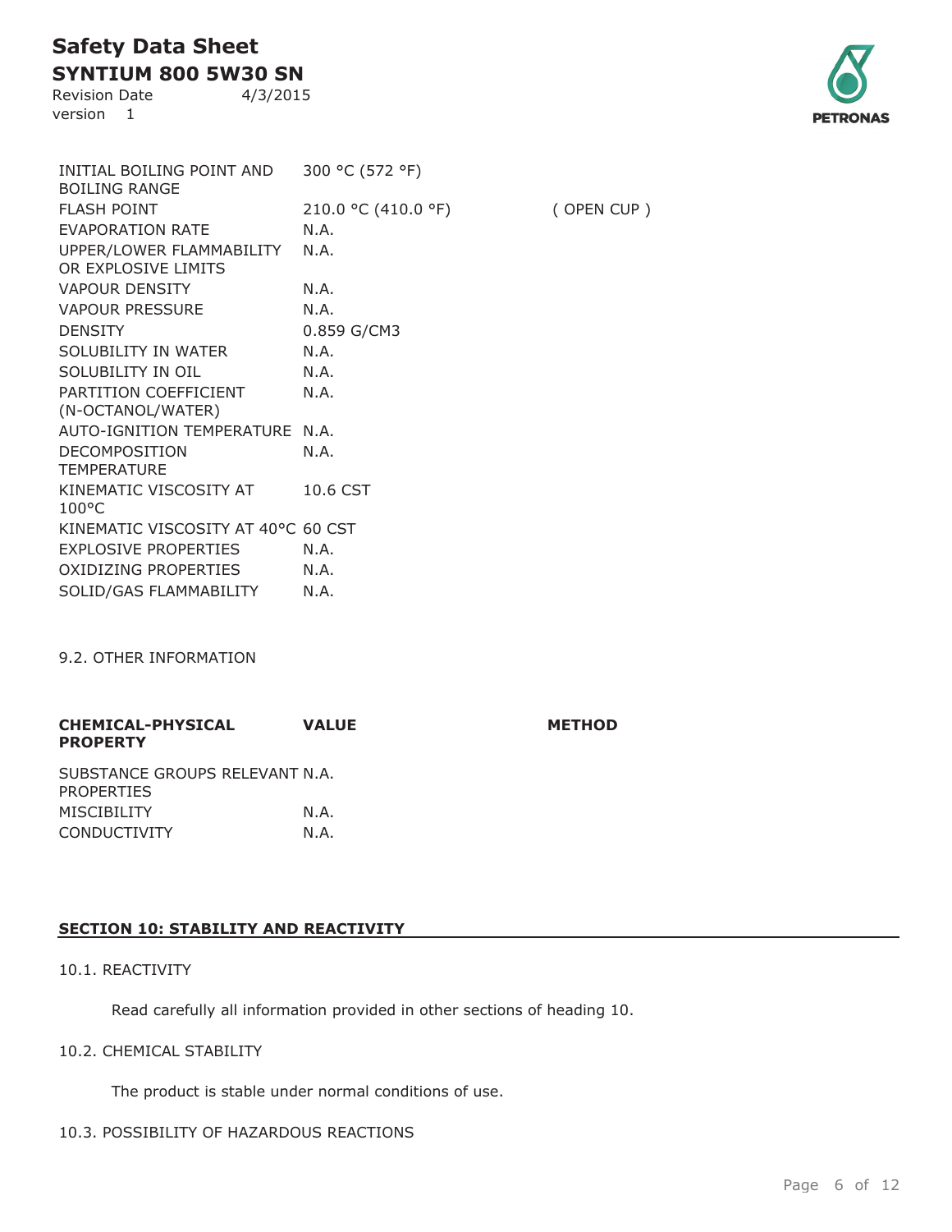| | | |
|---|---|---|
| INITIAL BOILING POINT AND BOILING RANGE | 300 °C (572 °F) | |
| FLASH POINT | 210.0 °C (410.0 °F) | ( OPEN CUP ) |
| EVAPORATION RATE | N.A. | |
| UPPER/LOWER FLAMMABILITY OR EXPLOSIVE LIMITS | N.A. | |
| VAPOUR DENSITY | N.A. | |
| VAPOUR PRESSURE | N.A. | |
| DENSITY | 0.859 G/CM3 | |
| SOLUBILITY IN WATER | N.A. | |
| SOLUBILITY IN OIL | N.A. | |
| PARTITION COEFFICIENT (N-OCTANOL/WATER) | N.A. | |
| AUTO-IGNITION TEMPERATURE | N.A. | |
| DECOMPOSITION TEMPERATURE | N.A. | |
| KINEMATIC VISCOSITY AT 100°C | 10.6 CST | |
| KINEMATIC VISCOSITY AT 40°C | 60 CST | |
| EXPLOSIVE PROPERTIES | N.A. | |
| OXIDIZING PROPERTIES | N.A. | |
| SOLID/GAS FLAMMABILITY | N.A. | |

9.2. OTHER INFORMATION

| **CHEMICAL-PHYSICAL PROPERTY** | **VALUE** | **METHOD** |
|---|---|---|
| SUBSTANCE GROUPS RELEVANT PROPERTIES | N.A. | |
| MISCIBILITY | N.A. | |
| CONDUCTIVITY | N.A. | |

## SECTION 10: STABILITY AND REACTIVITY

10.1. REACTIVITY

Read carefully all information provided in other sections of heading 10.

10.2. CHEMICAL STABILITY

The product is stable under normal conditions of use.

10.3. POSSIBILITY OF HAZARDOUS REACTIONS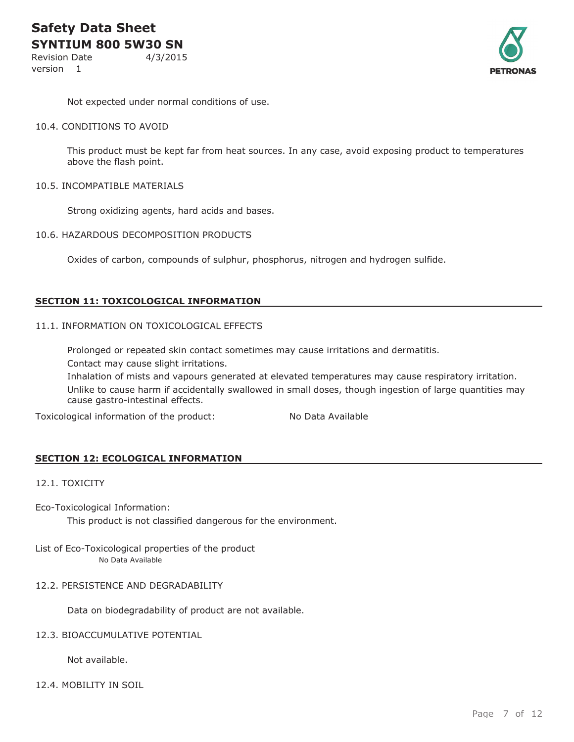Not expected under normal conditions of use.

10.4. CONDITIONS TO AVOID

This product must be kept far from heat sources. In any case, avoid exposing product to temperatures above the flash point.

10.5. INCOMPATIBLE MATERIALS

Strong oxidizing agents, hard acids and bases.

10.6. HAZARDOUS DECOMPOSITION PRODUCTS

Oxides of carbon, compounds of sulphur, phosphorus, nitrogen and hydrogen sulfide.

## SECTION 11: TOXICOLOGICAL INFORMATION

11.1. INFORMATION ON TOXICOLOGICAL EFFECTS

Prolonged or repeated skin contact sometimes may cause irritations and dermatitis.

Contact may cause slight irritations.

Inhalation of mists and vapours generated at elevated temperatures may cause respiratory irritation.

Unlike to cause harm if accidentally swallowed in small doses, though ingestion of large quantities may cause gastro-intestinal effects.

Toxicological information of the product: No Data Available

## SECTION 12: ECOLOGICAL INFORMATION

12.1. TOXICITY

Eco-Toxicological Information:

This product is not classified dangerous for the environment.

List of Eco-Toxicological properties of the product

No Data Available

12.2. PERSISTENCE AND DEGRADABILITY

Data on biodegradability of product are not available.

12.3. BIOACCUMULATIVE POTENTIAL

Not available.

12.4. MOBILITY IN SOIL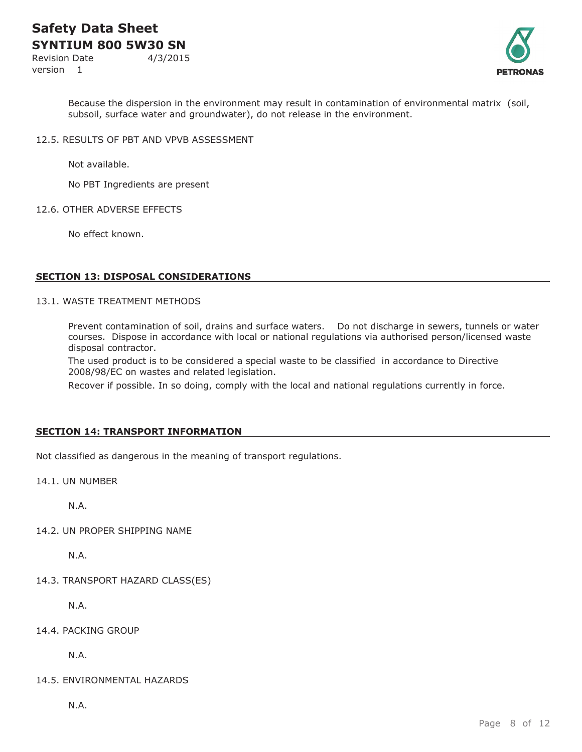Because the dispersion in the environment may result in contamination of environmental matrix (soil, subsoil, surface water and groundwater), do not release in the environment.

12.5. RESULTS OF PBT AND VPVB ASSESSMENT

Not available.

No PBT Ingredients are present

12.6. OTHER ADVERSE EFFECTS

No effect known.

## SECTION 13: DISPOSAL CONSIDERATIONS

13.1. WASTE TREATMENT METHODS

Prevent contamination of soil, drains and surface waters. Do not discharge in sewers, tunnels or water courses. Dispose in accordance with local or national regulations via authorised person/licensed waste disposal contractor.

The used product is to be considered a special waste to be classified in accordance to Directive 2008/98/EC on wastes and related legislation.

Recover if possible. In so doing, comply with the local and national regulations currently in force.

## SECTION 14: TRANSPORT INFORMATION

Not classified as dangerous in the meaning of transport regulations.

14.1. UN NUMBER

N.A.

14.2. UN PROPER SHIPPING NAME

N.A.

14.3. TRANSPORT HAZARD CLASS(ES)

N.A.

14.4. PACKING GROUP

N.A.

14.5. ENVIRONMENTAL HAZARDS

N.A.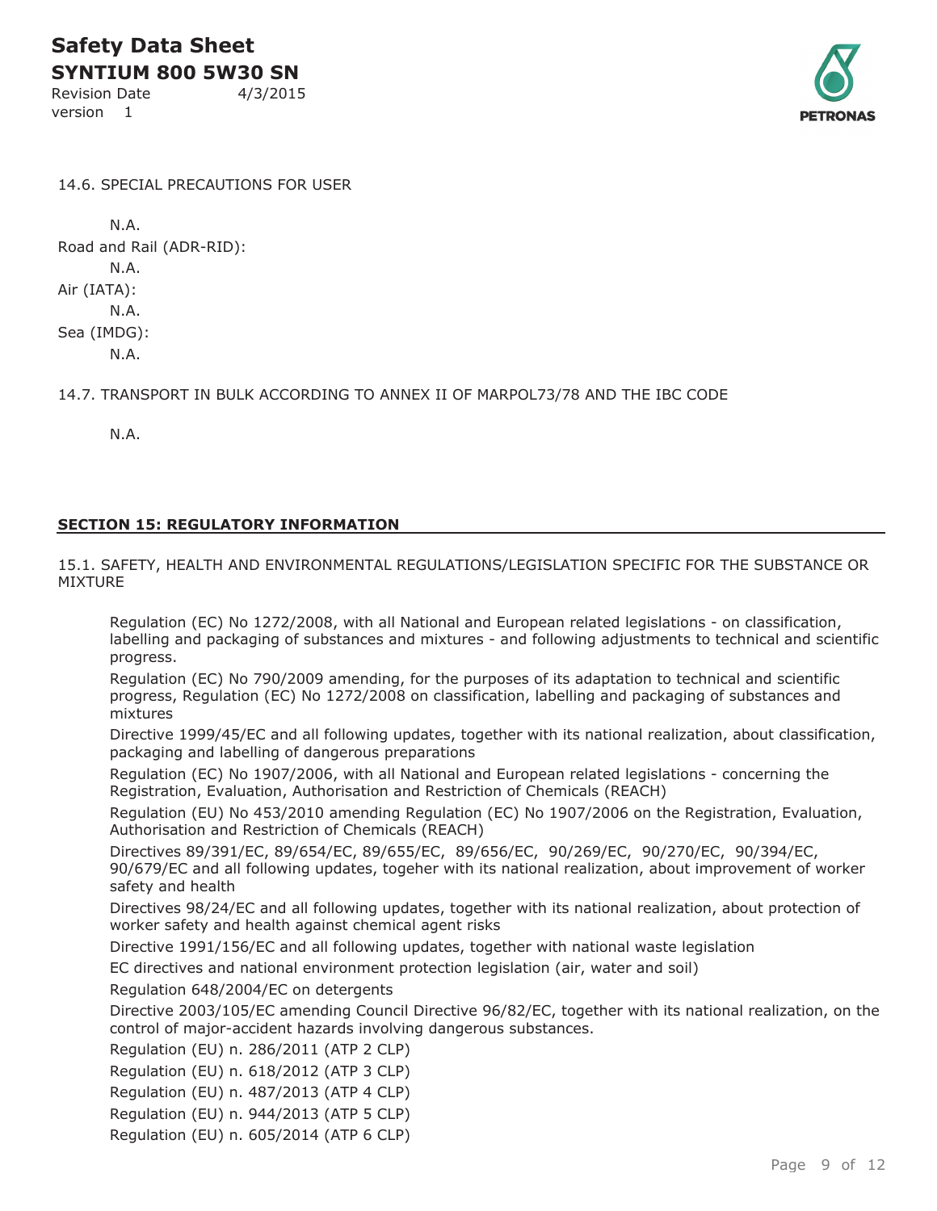14.6. SPECIAL PRECAUTIONS FOR USER

N.A.

Road and Rail (ADR-RID):

N.A.

Air (IATA):

N.A.

Sea (IMDG):

N.A.

14.7. TRANSPORT IN BULK ACCORDING TO ANNEX II OF MARPOL73/78 AND THE IBC CODE

N.A.

## SECTION 15: REGULATORY INFORMATION

15.1. SAFETY, HEALTH AND ENVIRONMENTAL REGULATIONS/LEGISLATION SPECIFIC FOR THE SUBSTANCE OR MIXTURE

Regulation (EC) No 1272/2008, with all National and European related legislations - on classification, labelling and packaging of substances and mixtures - and following adjustments to technical and scientific progress.

Regulation (EC) No 790/2009 amending, for the purposes of its adaptation to technical and scientific progress, Regulation (EC) No 1272/2008 on classification, labelling and packaging of substances and mixtures

Directive 1999/45/EC and all following updates, together with its national realization, about classification, packaging and labelling of dangerous preparations

Regulation (EC) No 1907/2006, with all National and European related legislations - concerning the Registration, Evaluation, Authorisation and Restriction of Chemicals (REACH)

Regulation (EU) No 453/2010 amending Regulation (EC) No 1907/2006 on the Registration, Evaluation, Authorisation and Restriction of Chemicals (REACH)

Directives 89/391/EC, 89/654/EC, 89/655/EC, 89/656/EC, 90/269/EC, 90/270/EC, 90/394/EC, 90/679/EC and all following updates, togeher with its national realization, about improvement of worker safety and health

Directives 98/24/EC and all following updates, together with its national realization, about protection of worker safety and health against chemical agent risks

Directive 1991/156/EC and all following updates, together with national waste legislation

EC directives and national environment protection legislation (air, water and soil)

Regulation 648/2004/EC on detergents

Directive 2003/105/EC amending Council Directive 96/82/EC, together with its national realization, on the control of major-accident hazards involving dangerous substances.

Regulation (EU) n. 286/2011 (ATP 2 CLP)

Regulation (EU) n. 618/2012 (ATP 3 CLP)

Regulation (EU) n. 487/2013 (ATP 4 CLP)

Regulation (EU) n. 944/2013 (ATP 5 CLP)

Regulation (EU) n. 605/2014 (ATP 6 CLP)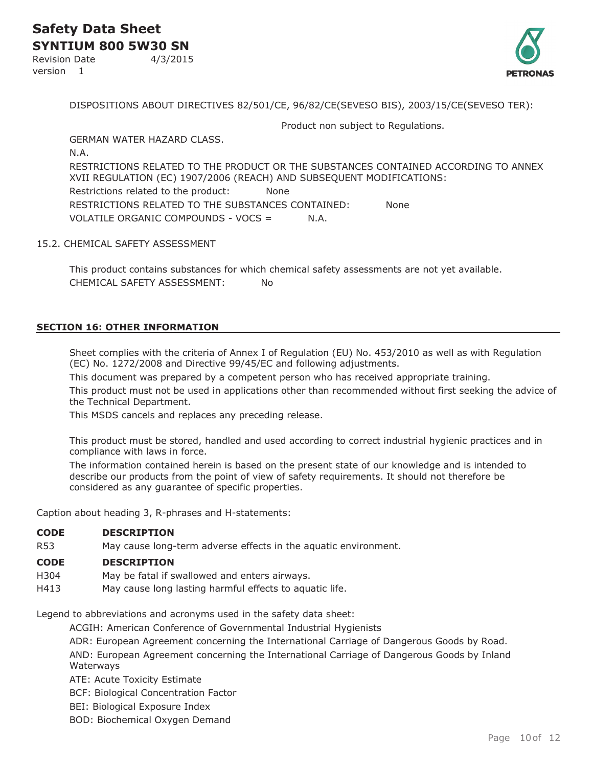DISPOSITIONS ABOUT DIRECTIVES 82/501/CE, 96/82/CE(SEVESO BIS), 2003/15/CE(SEVESO TER):

Product non subject to Regulations.

GERMAN WATER HAZARD CLASS.

N.A.

RESTRICTIONS RELATED TO THE PRODUCT OR THE SUBSTANCES CONTAINED ACCORDING TO ANNEX XVII REGULATION (EC) 1907/2006 (REACH) AND SUBSEQUENT MODIFICATIONS:

Restrictions related to the product: None

RESTRICTIONS RELATED TO THE SUBSTANCES CONTAINED: None

VOLATILE ORGANIC COMPOUNDS - VOCS = N.A.

15.2. CHEMICAL SAFETY ASSESSMENT

This product contains substances for which chemical safety assessments are not yet available.

CHEMICAL SAFETY ASSESSMENT: No

## SECTION 16: OTHER INFORMATION

Sheet complies with the criteria of Annex I of Regulation (EU) No. 453/2010 as well as with Regulation (EC) No. 1272/2008 and Directive 99/45/EC and following adjustments.

This document was prepared by a competent person who has received appropriate training.

This product must not be used in applications other than recommended without first seeking the advice of the Technical Department.

This MSDS cancels and replaces any preceding release.

This product must be stored, handled and used according to correct industrial hygienic practices and in compliance with laws in force.

The information contained herein is based on the present state of our knowledge and is intended to describe our products from the point of view of safety requirements. It should not therefore be considered as any guarantee of specific properties.

Caption about heading 3, R-phrases and H-statements:

| CODE | DESCRIPTION |
|---|---|
| R53 | May cause long-term adverse effects in the aquatic environment. |

| CODE | DESCRIPTION |
|---|---|
| H304 | May be fatal if swallowed and enters airways. |
| H413 | May cause long lasting harmful effects to aquatic life. |

Legend to abbreviations and acronyms used in the safety data sheet:

ACGIH: American Conference of Governmental Industrial Hygienists

ADR: European Agreement concerning the International Carriage of Dangerous Goods by Road.

AND: European Agreement concerning the International Carriage of Dangerous Goods by Inland Waterways

ATE: Acute Toxicity Estimate

BCF: Biological Concentration Factor

BEI: Biological Exposure Index

BOD: Biochemical Oxygen Demand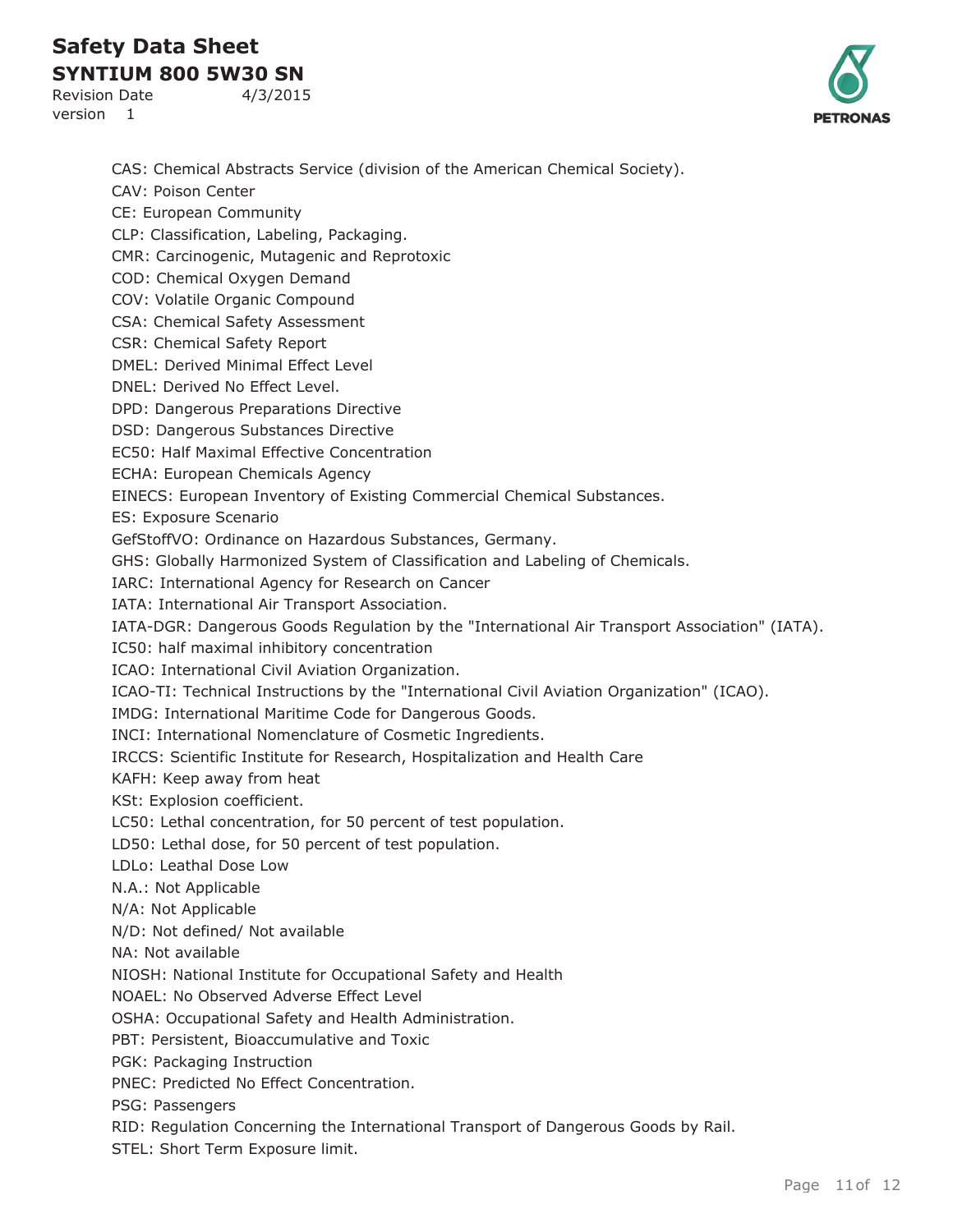CAS: Chemical Abstracts Service (division of the American Chemical Society).

CAV: Poison Center

CE: European Community

CLP: Classification, Labeling, Packaging.

CMR: Carcinogenic, Mutagenic and Reprotoxic

COD: Chemical Oxygen Demand

COV: Volatile Organic Compound

CSA: Chemical Safety Assessment

CSR: Chemical Safety Report

DMEL: Derived Minimal Effect Level

DNEL: Derived No Effect Level.

DPD: Dangerous Preparations Directive

DSD: Dangerous Substances Directive

EC50: Half Maximal Effective Concentration

ECHA: European Chemicals Agency

EINECS: European Inventory of Existing Commercial Chemical Substances.

ES: Exposure Scenario

GefStoffVO: Ordinance on Hazardous Substances, Germany.

GHS: Globally Harmonized System of Classification and Labeling of Chemicals.

IARC: International Agency for Research on Cancer

IATA: International Air Transport Association.

IATA-DGR: Dangerous Goods Regulation by the "International Air Transport Association" (IATA).

IC50: half maximal inhibitory concentration

ICAO: International Civil Aviation Organization.

ICAO-TI: Technical Instructions by the "International Civil Aviation Organization" (ICAO).

IMDG: International Maritime Code for Dangerous Goods.

INCI: International Nomenclature of Cosmetic Ingredients.

IRCCS: Scientific Institute for Research, Hospitalization and Health Care

KAFH: Keep away from heat

KSt: Explosion coefficient.

LC50: Lethal concentration, for 50 percent of test population.

LD50: Lethal dose, for 50 percent of test population.

LDLo: Leathal Dose Low

N.A.: Not Applicable

N/A: Not Applicable

N/D: Not defined/ Not available

NA: Not available

NIOSH: National Institute for Occupational Safety and Health

NOAEL: No Observed Adverse Effect Level

OSHA: Occupational Safety and Health Administration.

PBT: Persistent, Bioaccumulative and Toxic

PGK: Packaging Instruction

PNEC: Predicted No Effect Concentration.

PSG: Passengers

RID: Regulation Concerning the International Transport of Dangerous Goods by Rail.

STEL: Short Term Exposure limit.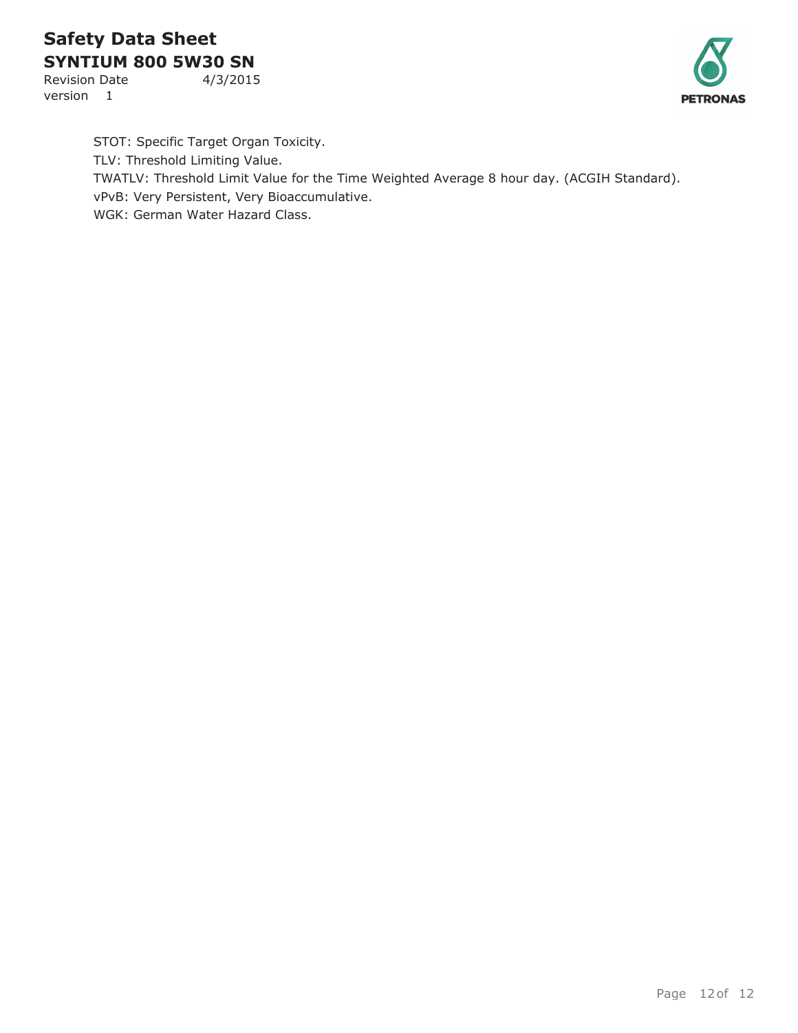STOT: Specific Target Organ Toxicity.

TLV: Threshold Limiting Value.

TWATLV: Threshold Limit Value for the Time Weighted Average 8 hour day. (ACGIH Standard).

vPvB: Very Persistent, Very Bioaccumulative.

WGK: German Water Hazard Class.